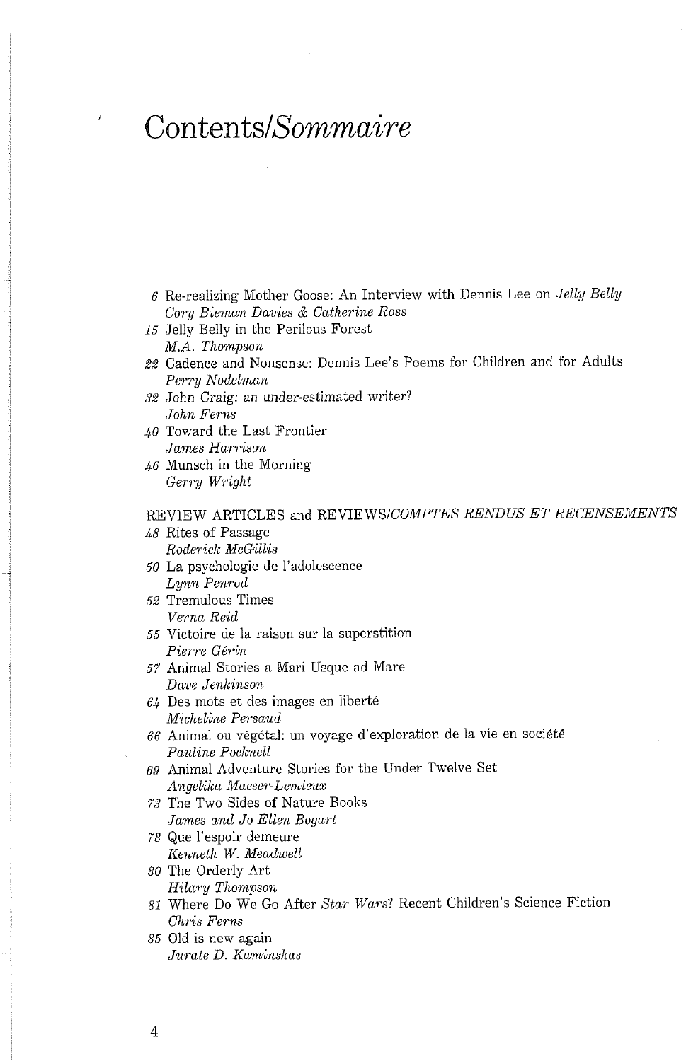# Contents/*Sommaire*

6 Re-realizing Mother Goose: An Interview with Dennis Lee on *Jelly Belly*
*Cory Bieman Davies & Catherine Ross*

15 Jelly Belly in the Perilous Forest
*M.A. Thompson*

22 Cadence and Nonsense: Dennis Lee's Poems for Children and for Adults
*Perry Nodelman*

32 John Craig: an under-estimated writer?
*John Ferns*

40 Toward the Last Frontier
*James Harrison*

46 Munsch in the Morning
*Gerry Wright*

## REVIEW ARTICLES and REVIEWS/*COMPTES RENDUS ET RECENSEMENTS*

48 Rites of Passage
*Roderick McGillis*

50 La psychologie de l'adolescence
*Lynn Penrod*

52 Tremulous Times
*Verna Reid*

55 Victoire de la raison sur la superstition
*Pierre Gérin*

57 Animal Stories a Mari Usque ad Mare
*Dave Jenkinson*

64 Des mots et des images en liberté
*Micheline Persaud*

66 Animal ou végétal: un voyage d'exploration de la vie en société
*Pauline Pocknell*

69 Animal Adventure Stories for the Under Twelve Set
*Angelika Maeser-Lemieux*

73 The Two Sides of Nature Books
*James and Jo Ellen Bogart*

78 Que l'espoir demeure
*Kenneth W. Meadwell*

80 The Orderly Art
*Hilary Thompson*

81 Where Do We Go After *Star Wars*? Recent Children's Science Fiction
*Chris Ferns*

85 Old is new again
*Jurate D. Kaminskas*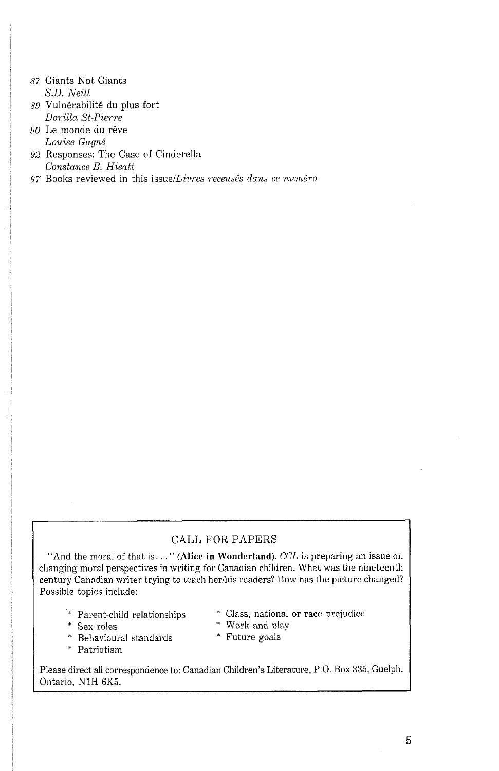*87* Giants Not Giants
*S.D. Neill*

*89* Vulnérabilité du plus fort
*Dorilla St-Pierre*

*90* Le monde du rêve
*Louise Gagné*

*92* Responses: The Case of Cinderella
*Constance B. Hieatt*

*97* Books reviewed in this issue/*Livres recensés dans ce numéro*

## CALL FOR PAPERS

"And the moral of that is..." (**Alice in Wonderland**). *CCL* is preparing an issue on changing moral perspectives in writing for Canadian children. What was the nineteenth century Canadian writer trying to teach her/his readers? How has the picture changed? Possible topics include:

* Parent-child relationships
* Sex roles
* Behavioural standards
* Patriotism
* Class, national or race prejudice
* Work and play
* Future goals

Please direct all correspondence to: Canadian Children's Literature, P.O. Box 335, Guelph, Ontario, N1H 6K5.